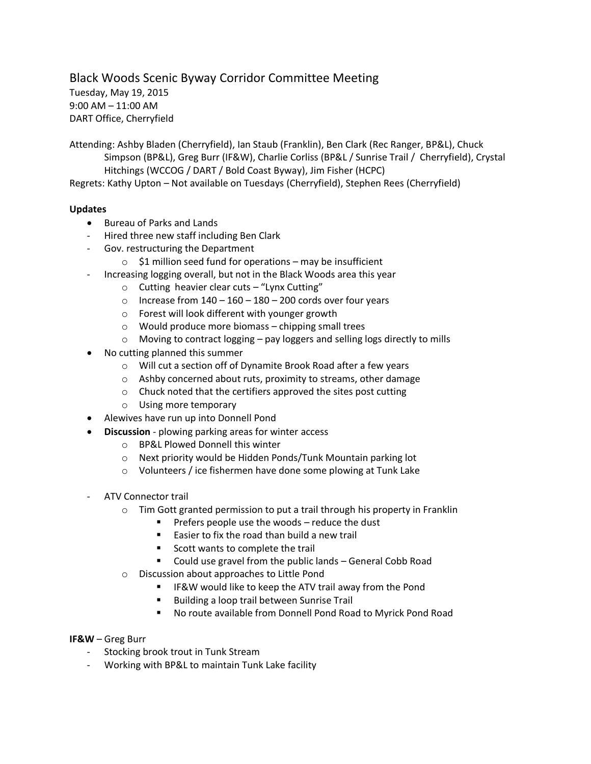// Black Woods Scenic Byway Corridor Committee Meeting

Tuesday, May 19, 2015
9:00 AM – 11:00 AM
DART Office, Cherryfield

Attending: Ashby Bladen (Cherryfield), Ian Staub (Franklin), Ben Clark (Rec Ranger, BP&L), Chuck Simpson (BP&L), Greg Burr (IF&W), Charlie Corliss (BP&L / Sunrise Trail / Cherryfield), Crystal Hitchings (WCCOG / DART / Bold Coast Byway), Jim Fisher (HCPC)

Regrets: Kathy Upton – Not available on Tuesdays (Cherryfield), Stephen Rees (Cherryfield)

**Updates**

- Bureau of Parks and Lands
- Hired three new staff including Ben Clark
- Gov. restructuring the Department
    - $1 million seed fund for operations – may be insufficient
- Increasing logging overall, but not in the Black Woods area this year
    - Cutting heavier clear cuts – "Lynx Cutting"
    - Increase from 140 – 160 – 180 – 200 cords over four years
    - Forest will look different with younger growth
    - Would produce more biomass – chipping small trees
    - Moving to contract logging – pay loggers and selling logs directly to mills
- No cutting planned this summer
    - Will cut a section off of Dynamite Brook Road after a few years
    - Ashby concerned about ruts, proximity to streams, other damage
    - Chuck noted that the certifiers approved the sites post cutting
    - Using more temporary
- Alewives have run up into Donnell Pond
- **Discussion** - plowing parking areas for winter access
    - BP&L Plowed Donnell this winter
    - Next priority would be Hidden Ponds/Tunk Mountain parking lot
    - Volunteers / ice fishermen have done some plowing at Tunk Lake

- ATV Connector trail
    - Tim Gott granted permission to put a trail through his property in Franklin
        - Prefers people use the woods – reduce the dust
        - Easier to fix the road than build a new trail
        - Scott wants to complete the trail
        - Could use gravel from the public lands – General Cobb Road
    - Discussion about approaches to Little Pond
        - IF&W would like to keep the ATV trail away from the Pond
        - Building a loop trail between Sunrise Trail
        - No route available from Donnell Pond Road to Myrick Pond Road

**IF&W** – Greg Burr

- Stocking brook trout in Tunk Stream
- Working with BP&L to maintain Tunk Lake facility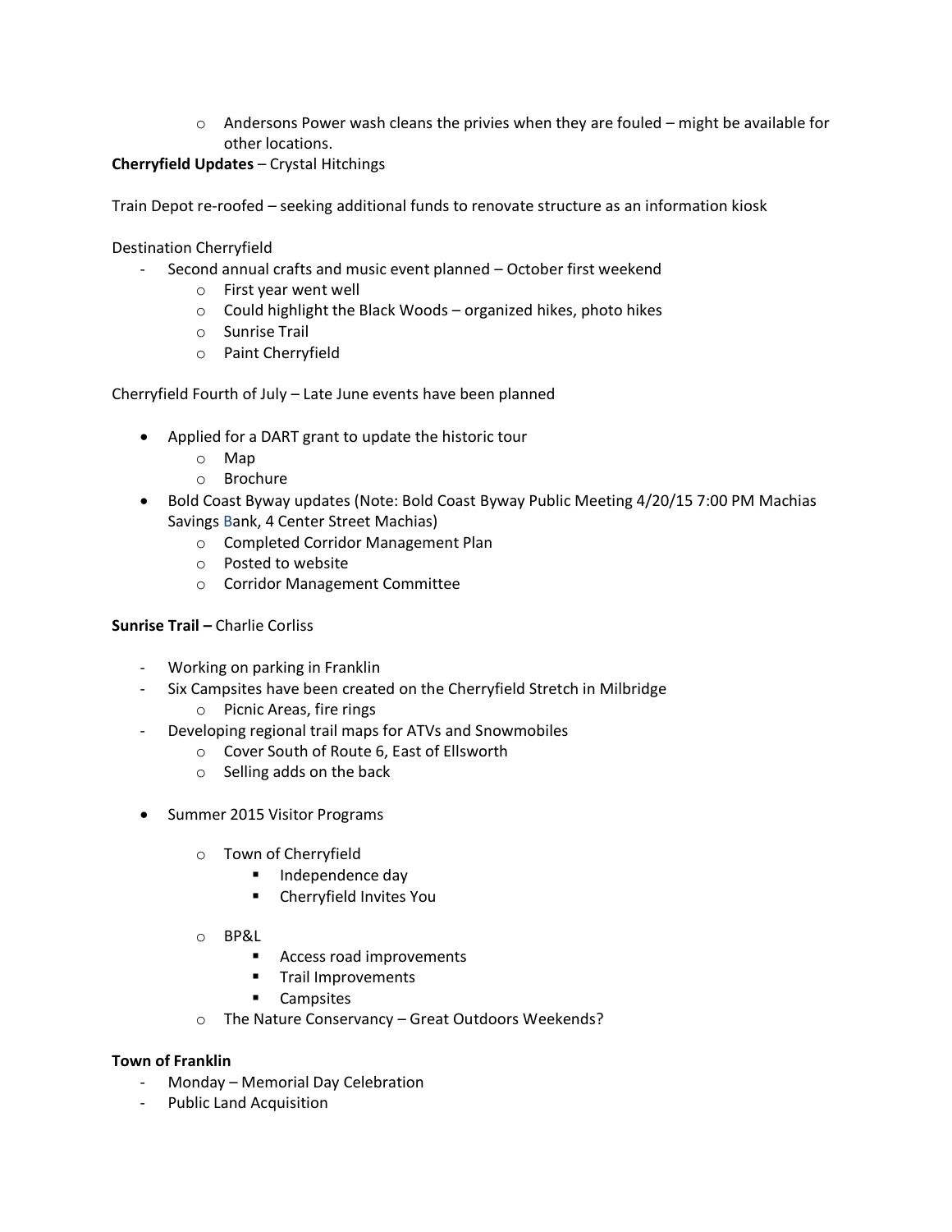- Andersons Power wash cleans the privies when they are fouled – might be available for other locations.

**Cherryfield Updates** – Crystal Hitchings

Train Depot re-roofed – seeking additional funds to renovate structure as an information kiosk

Destination Cherryfield

- Second annual crafts and music event planned – October first weekend
    - First year went well
    - Could highlight the Black Woods – organized hikes, photo hikes
    - Sunrise Trail
    - Paint Cherryfield

Cherryfield Fourth of July – Late June events have been planned

- Applied for a DART grant to update the historic tour
    - Map
    - Brochure
- Bold Coast Byway updates (Note: Bold Coast Byway Public Meeting 4/20/15 7:00 PM Machias Savings Bank, 4 Center Street Machias)
    - Completed Corridor Management Plan
    - Posted to website
    - Corridor Management Committee

**Sunrise Trail –** Charlie Corliss

- Working on parking in Franklin
- Six Campsites have been created on the Cherryfield Stretch in Milbridge
    - Picnic Areas, fire rings
- Developing regional trail maps for ATVs and Snowmobiles
    - Cover South of Route 6, East of Ellsworth
    - Selling adds on the back

- Summer 2015 Visitor Programs
    - Town of Cherryfield
        - Independence day
        - Cherryfield Invites You
    - BP&L
        - Access road improvements
        - Trail Improvements
        - Campsites
    - The Nature Conservancy – Great Outdoors Weekends?

**Town of Franklin**

- Monday – Memorial Day Celebration
- Public Land Acquisition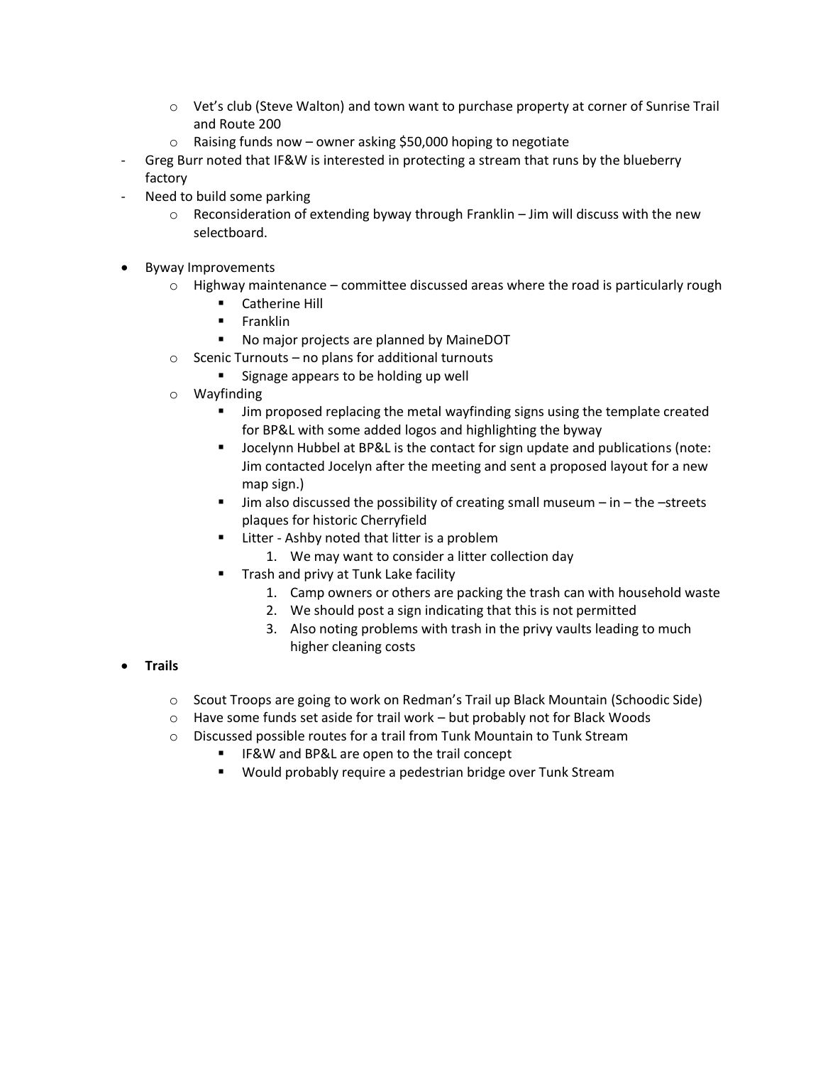- Vet's club (Steve Walton) and town want to purchase property at corner of Sunrise Trail and Route 200
    - Raising funds now – owner asking $50,000 hoping to negotiate
- Greg Burr noted that IF&W is interested in protecting a stream that runs by the blueberry factory
- Need to build some parking
    - Reconsideration of extending byway through Franklin – Jim will discuss with the new selectboard.

- Byway Improvements
    - Highway maintenance – committee discussed areas where the road is particularly rough
        - Catherine Hill
        - Franklin
        - No major projects are planned by MaineDOT
    - Scenic Turnouts – no plans for additional turnouts
        - Signage appears to be holding up well
    - Wayfinding
        - Jim proposed replacing the metal wayfinding signs using the template created for BP&L with some added logos and highlighting the byway
        - Jocelynn Hubbel at BP&L is the contact for sign update and publications (note: Jim contacted Jocelyn after the meeting and sent a proposed layout for a new map sign.)
        - Jim also discussed the possibility of creating small museum – in – the –streets plaques for historic Cherryfield
        - Litter - Ashby noted that litter is a problem
            1. We may want to consider a litter collection day
        - Trash and privy at Tunk Lake facility
            1. Camp owners or others are packing the trash can with household waste
            2. We should post a sign indicating that this is not permitted
            3. Also noting problems with trash in the privy vaults leading to much higher cleaning costs

- **Trails**
    - Scout Troops are going to work on Redman's Trail up Black Mountain (Schoodic Side)
    - Have some funds set aside for trail work – but probably not for Black Woods
    - Discussed possible routes for a trail from Tunk Mountain to Tunk Stream
        - IF&W and BP&L are open to the trail concept
        - Would probably require a pedestrian bridge over Tunk Stream